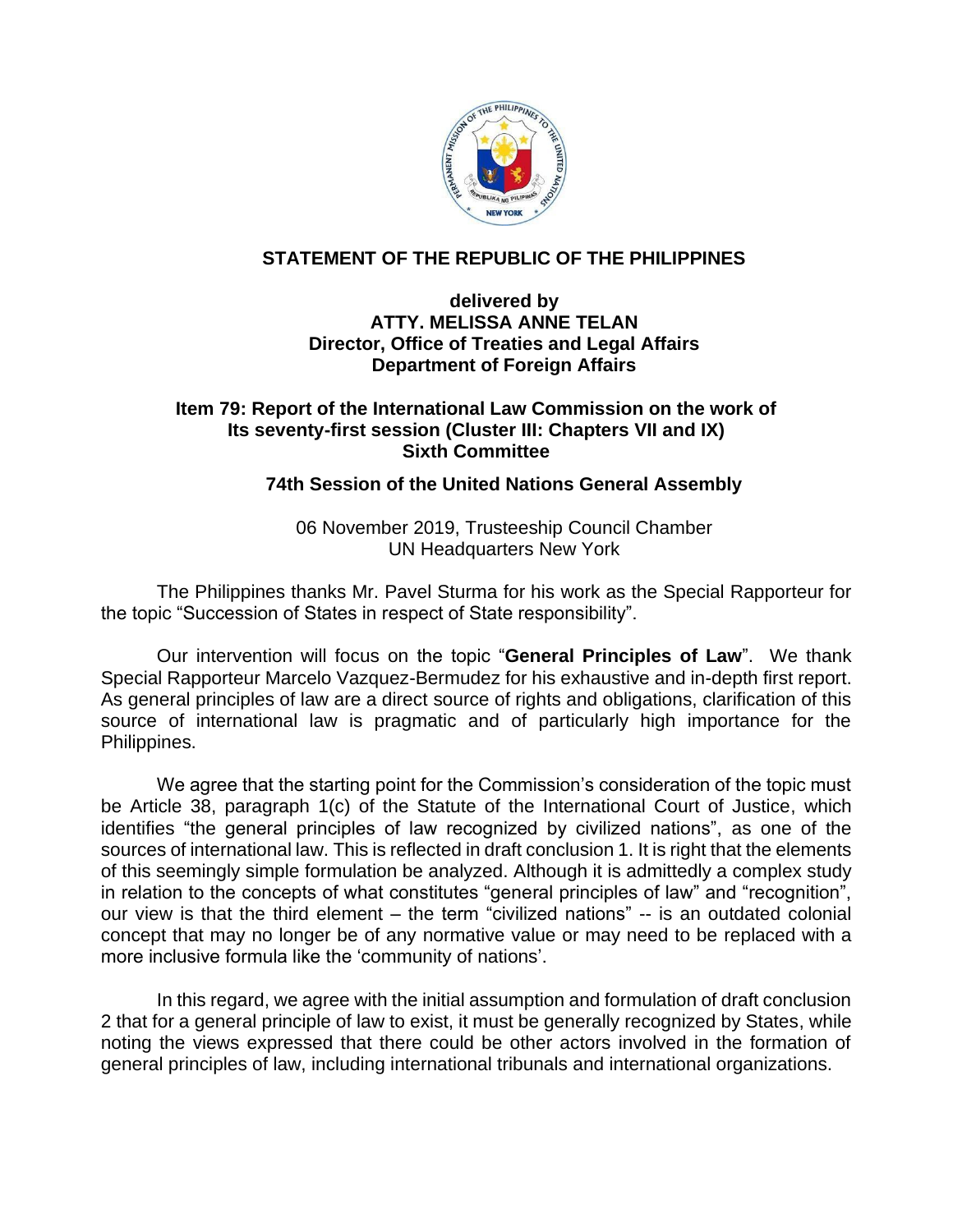## STATEMENT OF THE REPUBLIC OF THE PHILIPPINES

**delivered by**
**ATTY. MELISSA ANNE TELAN**
**Director, Office of Treaties and Legal Affairs**
**Department of Foreign Affairs**

**Item 79: Report of the International Law Commission on the work of Its seventy-first session (Cluster III: Chapters VII and IX)**
**Sixth Committee**

**74th Session of the United Nations General Assembly**

06 November 2019, Trusteeship Council Chamber
UN Headquarters New York

The Philippines thanks Mr. Pavel Sturma for his work as the Special Rapporteur for the topic "Succession of States in respect of State responsibility".

Our intervention will focus on the topic "**General Principles of Law**". We thank Special Rapporteur Marcelo Vazquez-Bermudez for his exhaustive and in-depth first report. As general principles of law are a direct source of rights and obligations, clarification of this source of international law is pragmatic and of particularly high importance for the Philippines.

We agree that the starting point for the Commission's consideration of the topic must be Article 38, paragraph 1(c) of the Statute of the International Court of Justice, which identifies "the general principles of law recognized by civilized nations", as one of the sources of international law. This is reflected in draft conclusion 1. It is right that the elements of this seemingly simple formulation be analyzed. Although it is admittedly a complex study in relation to the concepts of what constitutes "general principles of law" and "recognition", our view is that the third element – the term "civilized nations" -- is an outdated colonial concept that may no longer be of any normative value or may need to be replaced with a more inclusive formula like the 'community of nations'.

In this regard, we agree with the initial assumption and formulation of draft conclusion 2 that for a general principle of law to exist, it must be generally recognized by States, while noting the views expressed that there could be other actors involved in the formation of general principles of law, including international tribunals and international organizations.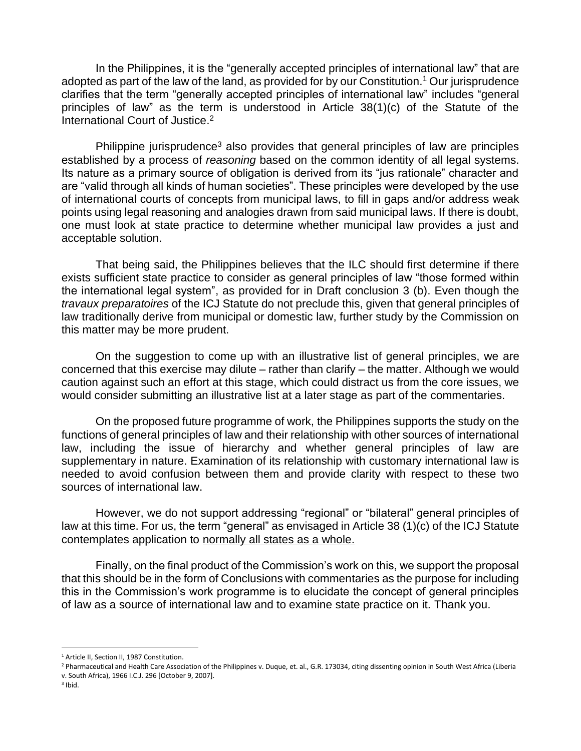In the Philippines, it is the "generally accepted principles of international law" that are adopted as part of the law of the land, as provided for by our Constitution.[1] Our jurisprudence clarifies that the term "generally accepted principles of international law" includes "general principles of law" as the term is understood in Article 38(1)(c) of the Statute of the International Court of Justice.[2]

Philippine jurisprudence[3] also provides that general principles of law are principles established by a process of *reasoning* based on the common identity of all legal systems. Its nature as a primary source of obligation is derived from its "jus rationale" character and are "valid through all kinds of human societies". These principles were developed by the use of international courts of concepts from municipal laws, to fill in gaps and/or address weak points using legal reasoning and analogies drawn from said municipal laws. If there is doubt, one must look at state practice to determine whether municipal law provides a just and acceptable solution.

That being said, the Philippines believes that the ILC should first determine if there exists sufficient state practice to consider as general principles of law "those formed within the international legal system", as provided for in Draft conclusion 3 (b). Even though the *travaux preparatoires* of the ICJ Statute do not preclude this, given that general principles of law traditionally derive from municipal or domestic law, further study by the Commission on this matter may be more prudent.

On the suggestion to come up with an illustrative list of general principles, we are concerned that this exercise may dilute – rather than clarify – the matter. Although we would caution against such an effort at this stage, which could distract us from the core issues, we would consider submitting an illustrative list at a later stage as part of the commentaries.

On the proposed future programme of work, the Philippines supports the study on the functions of general principles of law and their relationship with other sources of international law, including the issue of hierarchy and whether general principles of law are supplementary in nature. Examination of its relationship with customary international law is needed to avoid confusion between them and provide clarity with respect to these two sources of international law.

However, we do not support addressing "regional" or "bilateral" general principles of law at this time. For us, the term "general" as envisaged in Article 38 (1)(c) of the ICJ Statute contemplates application to <u>normally all states as a whole.</u>

Finally, on the final product of the Commission's work on this, we support the proposal that this should be in the form of Conclusions with commentaries as the purpose for including this in the Commission's work programme is to elucidate the concept of general principles of law as a source of international law and to examine state practice on it. Thank you.

---

[1] Article II, Section II, 1987 Constitution.

[2] Pharmaceutical and Health Care Association of the Philippines v. Duque, et. al., G.R. 173034, citing dissenting opinion in South West Africa (Liberia v. South Africa), 1966 I.C.J. 296 [October 9, 2007].

[3] Ibid.